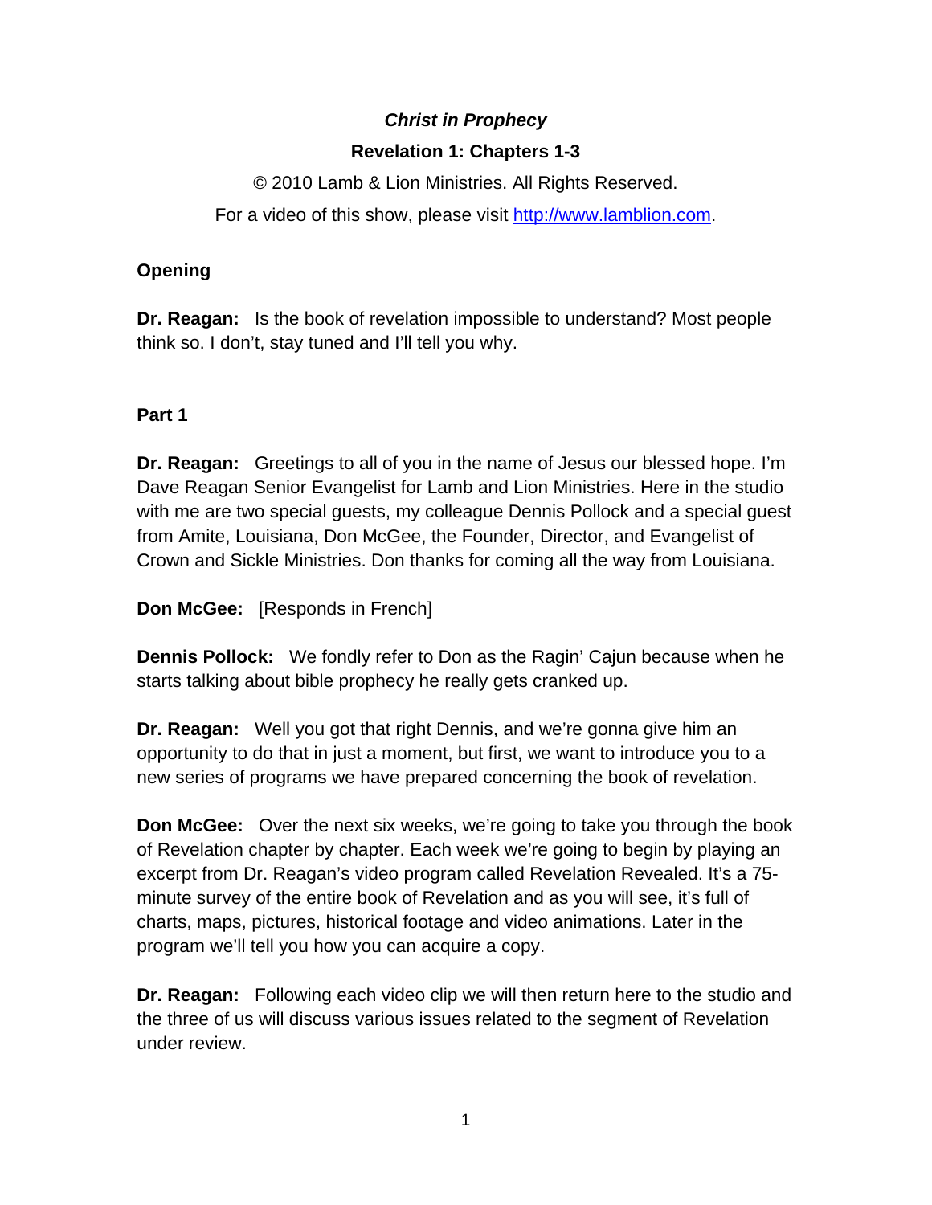***Christ in Prophecy***

**Revelation 1: Chapters 1-3**

© 2010 Lamb & Lion Ministries. All Rights Reserved.

For a video of this show, please visit [http://www.lamblion.com](http://www.lamblion.com).

**Opening**

**Dr. Reagan:** Is the book of revelation impossible to understand? Most people think so. I don't, stay tuned and I'll tell you why.

**Part 1**

**Dr. Reagan:** Greetings to all of you in the name of Jesus our blessed hope. I'm Dave Reagan Senior Evangelist for Lamb and Lion Ministries. Here in the studio with me are two special guests, my colleague Dennis Pollock and a special guest from Amite, Louisiana, Don McGee, the Founder, Director, and Evangelist of Crown and Sickle Ministries. Don thanks for coming all the way from Louisiana.

**Don McGee:** [Responds in French]

**Dennis Pollock:** We fondly refer to Don as the Ragin' Cajun because when he starts talking about bible prophecy he really gets cranked up.

**Dr. Reagan:** Well you got that right Dennis, and we're gonna give him an opportunity to do that in just a moment, but first, we want to introduce you to a new series of programs we have prepared concerning the book of revelation.

**Don McGee:** Over the next six weeks, we're going to take you through the book of Revelation chapter by chapter. Each week we're going to begin by playing an excerpt from Dr. Reagan's video program called Revelation Revealed. It's a 75-minute survey of the entire book of Revelation and as you will see, it's full of charts, maps, pictures, historical footage and video animations. Later in the program we'll tell you how you can acquire a copy.

**Dr. Reagan:** Following each video clip we will then return here to the studio and the three of us will discuss various issues related to the segment of Revelation under review.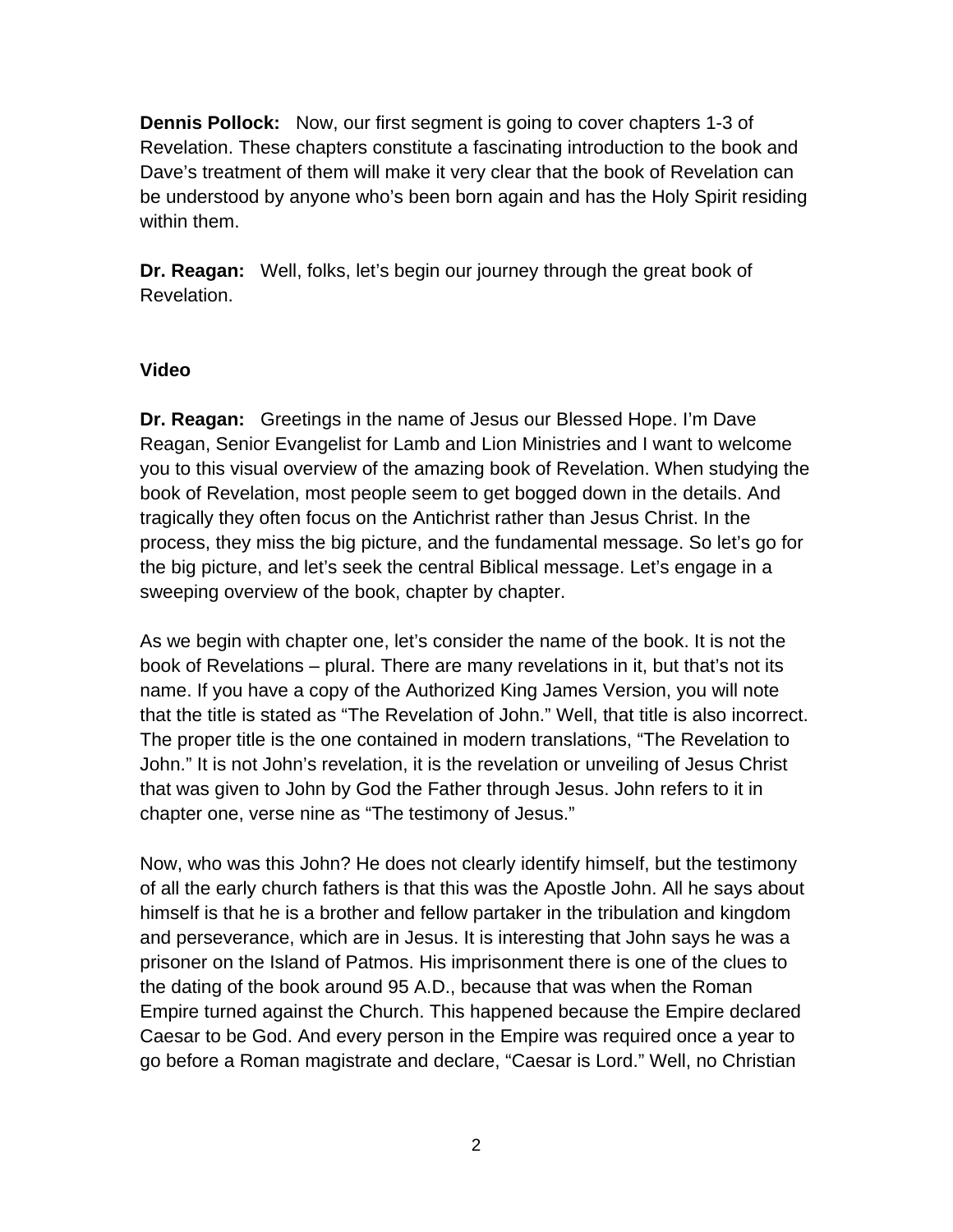**Dennis Pollock:** Now, our first segment is going to cover chapters 1-3 of Revelation. These chapters constitute a fascinating introduction to the book and Dave's treatment of them will make it very clear that the book of Revelation can be understood by anyone who's been born again and has the Holy Spirit residing within them.

**Dr. Reagan:** Well, folks, let's begin our journey through the great book of Revelation.

**Video**

**Dr. Reagan:** Greetings in the name of Jesus our Blessed Hope. I'm Dave Reagan, Senior Evangelist for Lamb and Lion Ministries and I want to welcome you to this visual overview of the amazing book of Revelation. When studying the book of Revelation, most people seem to get bogged down in the details. And tragically they often focus on the Antichrist rather than Jesus Christ. In the process, they miss the big picture, and the fundamental message. So let's go for the big picture, and let's seek the central Biblical message. Let's engage in a sweeping overview of the book, chapter by chapter.

As we begin with chapter one, let's consider the name of the book. It is not the book of Revelations – plural. There are many revelations in it, but that's not its name. If you have a copy of the Authorized King James Version, you will note that the title is stated as "The Revelation of John." Well, that title is also incorrect. The proper title is the one contained in modern translations, "The Revelation to John." It is not John's revelation, it is the revelation or unveiling of Jesus Christ that was given to John by God the Father through Jesus. John refers to it in chapter one, verse nine as "The testimony of Jesus."

Now, who was this John? He does not clearly identify himself, but the testimony of all the early church fathers is that this was the Apostle John. All he says about himself is that he is a brother and fellow partaker in the tribulation and kingdom and perseverance, which are in Jesus. It is interesting that John says he was a prisoner on the Island of Patmos. His imprisonment there is one of the clues to the dating of the book around 95 A.D., because that was when the Roman Empire turned against the Church. This happened because the Empire declared Caesar to be God. And every person in the Empire was required once a year to go before a Roman magistrate and declare, "Caesar is Lord." Well, no Christian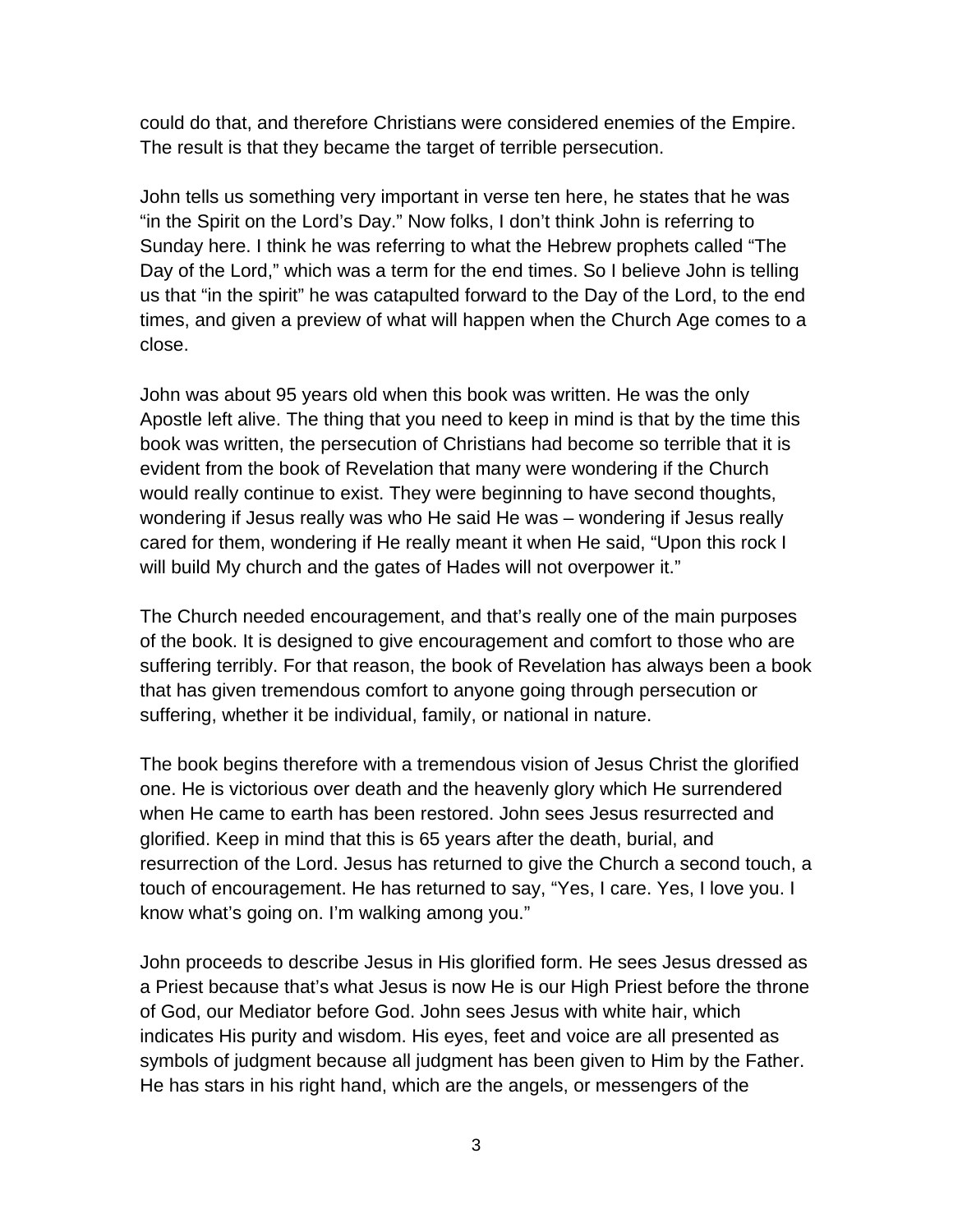could do that, and therefore Christians were considered enemies of the Empire. The result is that they became the target of terrible persecution.

John tells us something very important in verse ten here, he states that he was “in the Spirit on the Lord’s Day.” Now folks, I don’t think John is referring to Sunday here. I think he was referring to what the Hebrew prophets called “The Day of the Lord,” which was a term for the end times. So I believe John is telling us that “in the spirit” he was catapulted forward to the Day of the Lord, to the end times, and given a preview of what will happen when the Church Age comes to a close.

John was about 95 years old when this book was written. He was the only Apostle left alive. The thing that you need to keep in mind is that by the time this book was written, the persecution of Christians had become so terrible that it is evident from the book of Revelation that many were wondering if the Church would really continue to exist. They were beginning to have second thoughts, wondering if Jesus really was who He said He was – wondering if Jesus really cared for them, wondering if He really meant it when He said, “Upon this rock I will build My church and the gates of Hades will not overpower it.”

The Church needed encouragement, and that’s really one of the main purposes of the book. It is designed to give encouragement and comfort to those who are suffering terribly. For that reason, the book of Revelation has always been a book that has given tremendous comfort to anyone going through persecution or suffering, whether it be individual, family, or national in nature.

The book begins therefore with a tremendous vision of Jesus Christ the glorified one. He is victorious over death and the heavenly glory which He surrendered when He came to earth has been restored. John sees Jesus resurrected and glorified. Keep in mind that this is 65 years after the death, burial, and resurrection of the Lord. Jesus has returned to give the Church a second touch, a touch of encouragement. He has returned to say, “Yes, I care. Yes, I love you. I know what’s going on. I’m walking among you.”

John proceeds to describe Jesus in His glorified form. He sees Jesus dressed as a Priest because that’s what Jesus is now He is our High Priest before the throne of God, our Mediator before God. John sees Jesus with white hair, which indicates His purity and wisdom. His eyes, feet and voice are all presented as symbols of judgment because all judgment has been given to Him by the Father. He has stars in his right hand, which are the angels, or messengers of the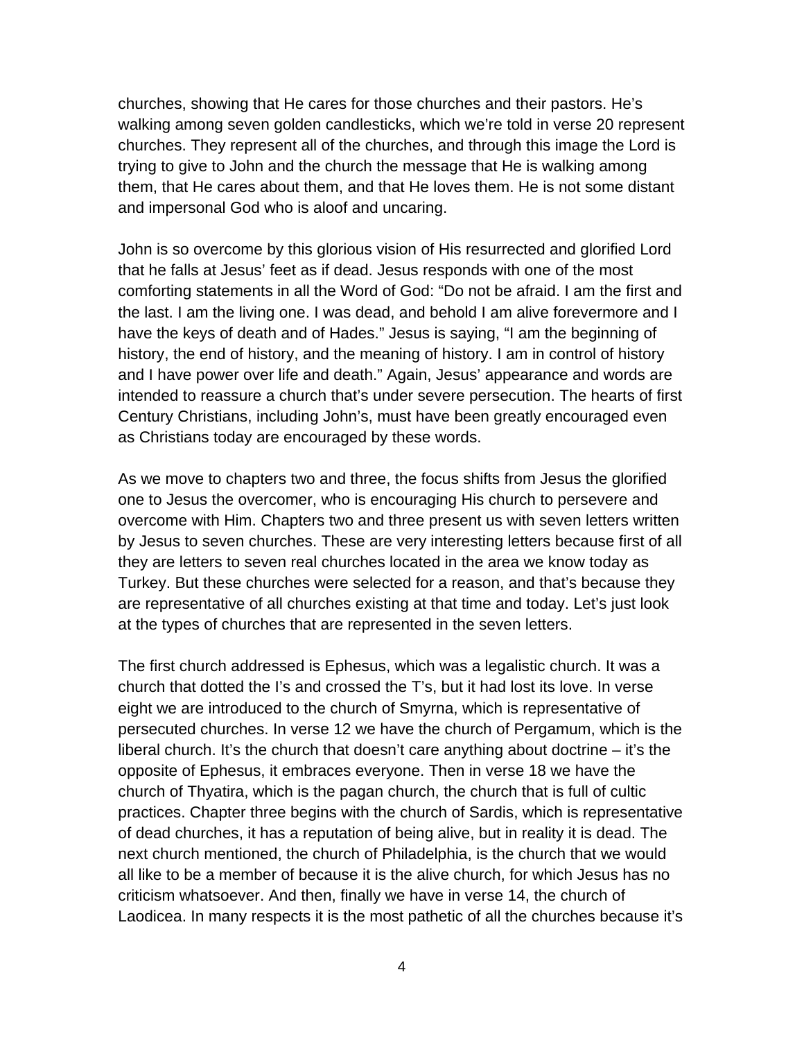churches, showing that He cares for those churches and their pastors. He's walking among seven golden candlesticks, which we're told in verse 20 represent churches. They represent all of the churches, and through this image the Lord is trying to give to John and the church the message that He is walking among them, that He cares about them, and that He loves them. He is not some distant and impersonal God who is aloof and uncaring.

John is so overcome by this glorious vision of His resurrected and glorified Lord that he falls at Jesus' feet as if dead. Jesus responds with one of the most comforting statements in all the Word of God: "Do not be afraid. I am the first and the last. I am the living one. I was dead, and behold I am alive forevermore and I have the keys of death and of Hades." Jesus is saying, "I am the beginning of history, the end of history, and the meaning of history. I am in control of history and I have power over life and death." Again, Jesus' appearance and words are intended to reassure a church that's under severe persecution. The hearts of first Century Christians, including John's, must have been greatly encouraged even as Christians today are encouraged by these words.

As we move to chapters two and three, the focus shifts from Jesus the glorified one to Jesus the overcomer, who is encouraging His church to persevere and overcome with Him. Chapters two and three present us with seven letters written by Jesus to seven churches. These are very interesting letters because first of all they are letters to seven real churches located in the area we know today as Turkey. But these churches were selected for a reason, and that's because they are representative of all churches existing at that time and today. Let's just look at the types of churches that are represented in the seven letters.

The first church addressed is Ephesus, which was a legalistic church. It was a church that dotted the I's and crossed the T's, but it had lost its love. In verse eight we are introduced to the church of Smyrna, which is representative of persecuted churches. In verse 12 we have the church of Pergamum, which is the liberal church. It's the church that doesn't care anything about doctrine – it's the opposite of Ephesus, it embraces everyone. Then in verse 18 we have the church of Thyatira, which is the pagan church, the church that is full of cultic practices. Chapter three begins with the church of Sardis, which is representative of dead churches, it has a reputation of being alive, but in reality it is dead. The next church mentioned, the church of Philadelphia, is the church that we would all like to be a member of because it is the alive church, for which Jesus has no criticism whatsoever. And then, finally we have in verse 14, the church of Laodicea. In many respects it is the most pathetic of all the churches because it's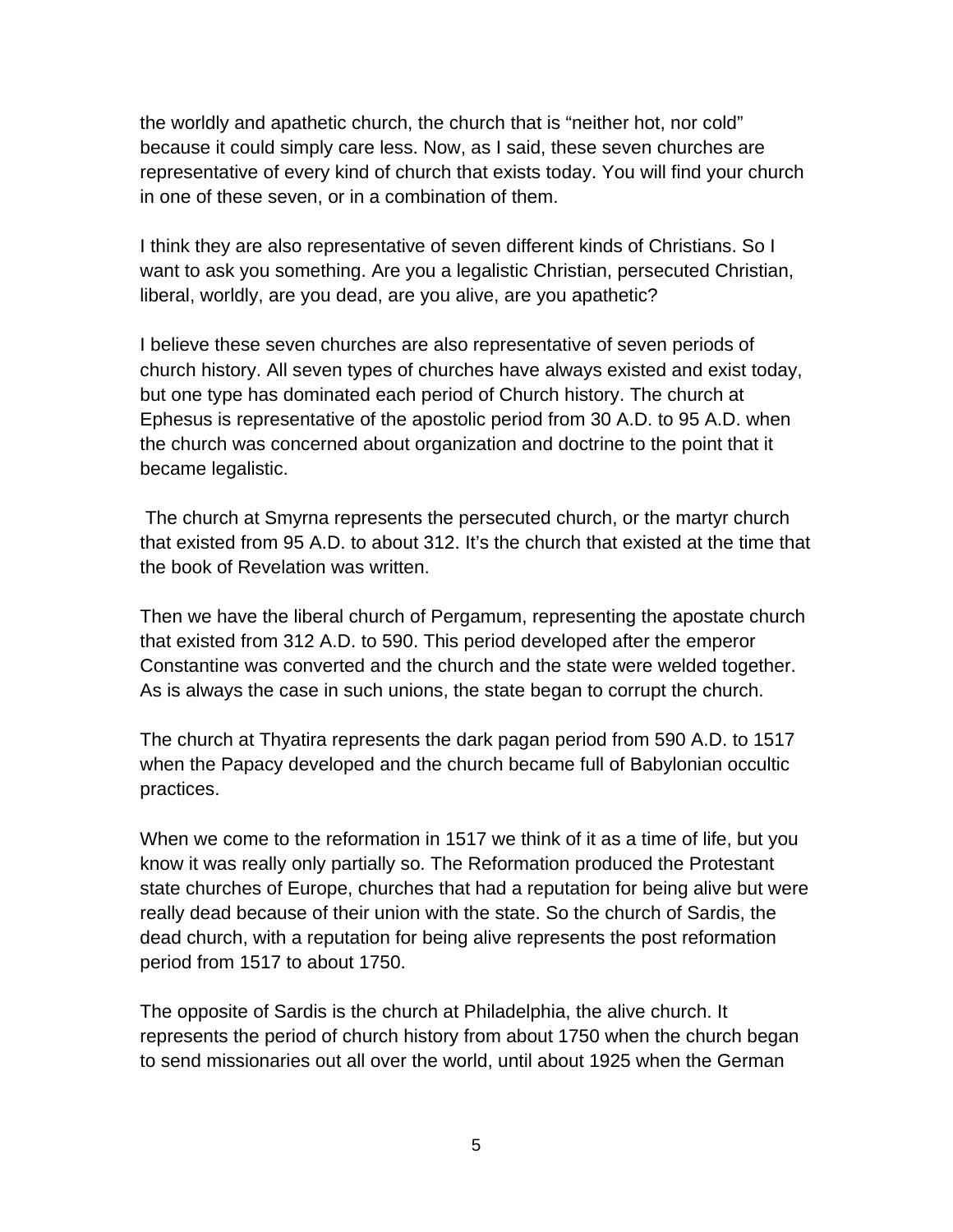the worldly and apathetic church, the church that is “neither hot, nor cold” because it could simply care less. Now, as I said, these seven churches are representative of every kind of church that exists today. You will find your church in one of these seven, or in a combination of them.

I think they are also representative of seven different kinds of Christians. So I want to ask you something. Are you a legalistic Christian, persecuted Christian, liberal, worldly, are you dead, are you alive, are you apathetic?

I believe these seven churches are also representative of seven periods of church history. All seven types of churches have always existed and exist today, but one type has dominated each period of Church history. The church at Ephesus is representative of the apostolic period from 30 A.D. to 95 A.D. when the church was concerned about organization and doctrine to the point that it became legalistic.

The church at Smyrna represents the persecuted church, or the martyr church that existed from 95 A.D. to about 312. It’s the church that existed at the time that the book of Revelation was written.

Then we have the liberal church of Pergamum, representing the apostate church that existed from 312 A.D. to 590. This period developed after the emperor Constantine was converted and the church and the state were welded together. As is always the case in such unions, the state began to corrupt the church.

The church at Thyatira represents the dark pagan period from 590 A.D. to 1517 when the Papacy developed and the church became full of Babylonian occultic practices.

When we come to the reformation in 1517 we think of it as a time of life, but you know it was really only partially so. The Reformation produced the Protestant state churches of Europe, churches that had a reputation for being alive but were really dead because of their union with the state. So the church of Sardis, the dead church, with a reputation for being alive represents the post reformation period from 1517 to about 1750.

The opposite of Sardis is the church at Philadelphia, the alive church. It represents the period of church history from about 1750 when the church began to send missionaries out all over the world, until about 1925 when the German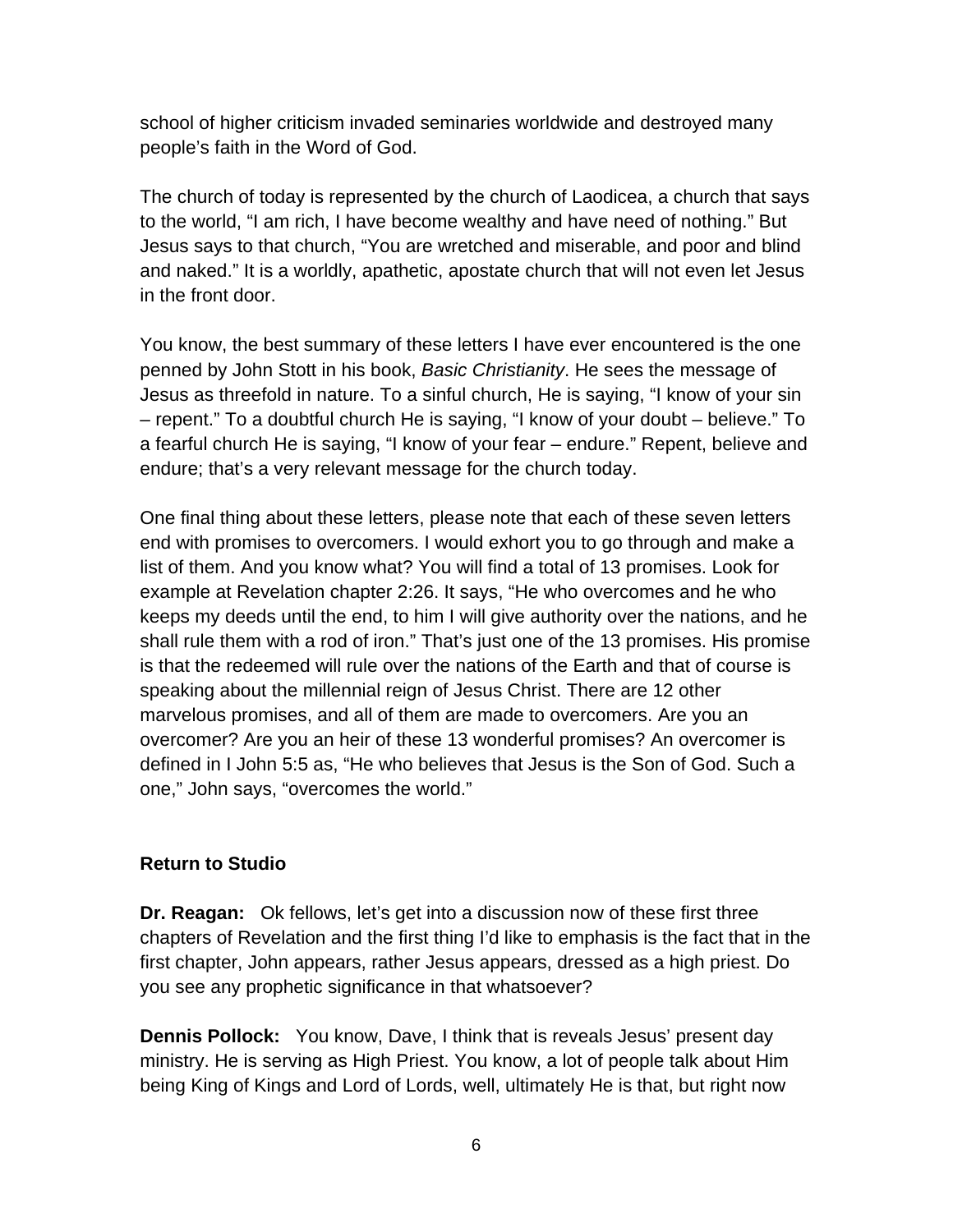school of higher criticism invaded seminaries worldwide and destroyed many people's faith in the Word of God.

The church of today is represented by the church of Laodicea, a church that says to the world, "I am rich, I have become wealthy and have need of nothing." But Jesus says to that church, "You are wretched and miserable, and poor and blind and naked." It is a worldly, apathetic, apostate church that will not even let Jesus in the front door.

You know, the best summary of these letters I have ever encountered is the one penned by John Stott in his book, *Basic Christianity*. He sees the message of Jesus as threefold in nature. To a sinful church, He is saying, "I know of your sin – repent." To a doubtful church He is saying, "I know of your doubt – believe." To a fearful church He is saying, "I know of your fear – endure." Repent, believe and endure; that's a very relevant message for the church today.

One final thing about these letters, please note that each of these seven letters end with promises to overcomers. I would exhort you to go through and make a list of them. And you know what? You will find a total of 13 promises. Look for example at Revelation chapter 2:26. It says, "He who overcomes and he who keeps my deeds until the end, to him I will give authority over the nations, and he shall rule them with a rod of iron." That's just one of the 13 promises. His promise is that the redeemed will rule over the nations of the Earth and that of course is speaking about the millennial reign of Jesus Christ. There are 12 other marvelous promises, and all of them are made to overcomers. Are you an overcomer? Are you an heir of these 13 wonderful promises? An overcomer is defined in I John 5:5 as, "He who believes that Jesus is the Son of God. Such a one," John says, "overcomes the world."

**Return to Studio**

**Dr. Reagan:** Ok fellows, let's get into a discussion now of these first three chapters of Revelation and the first thing I'd like to emphasis is the fact that in the first chapter, John appears, rather Jesus appears, dressed as a high priest. Do you see any prophetic significance in that whatsoever?

**Dennis Pollock:** You know, Dave, I think that is reveals Jesus' present day ministry. He is serving as High Priest. You know, a lot of people talk about Him being King of Kings and Lord of Lords, well, ultimately He is that, but right now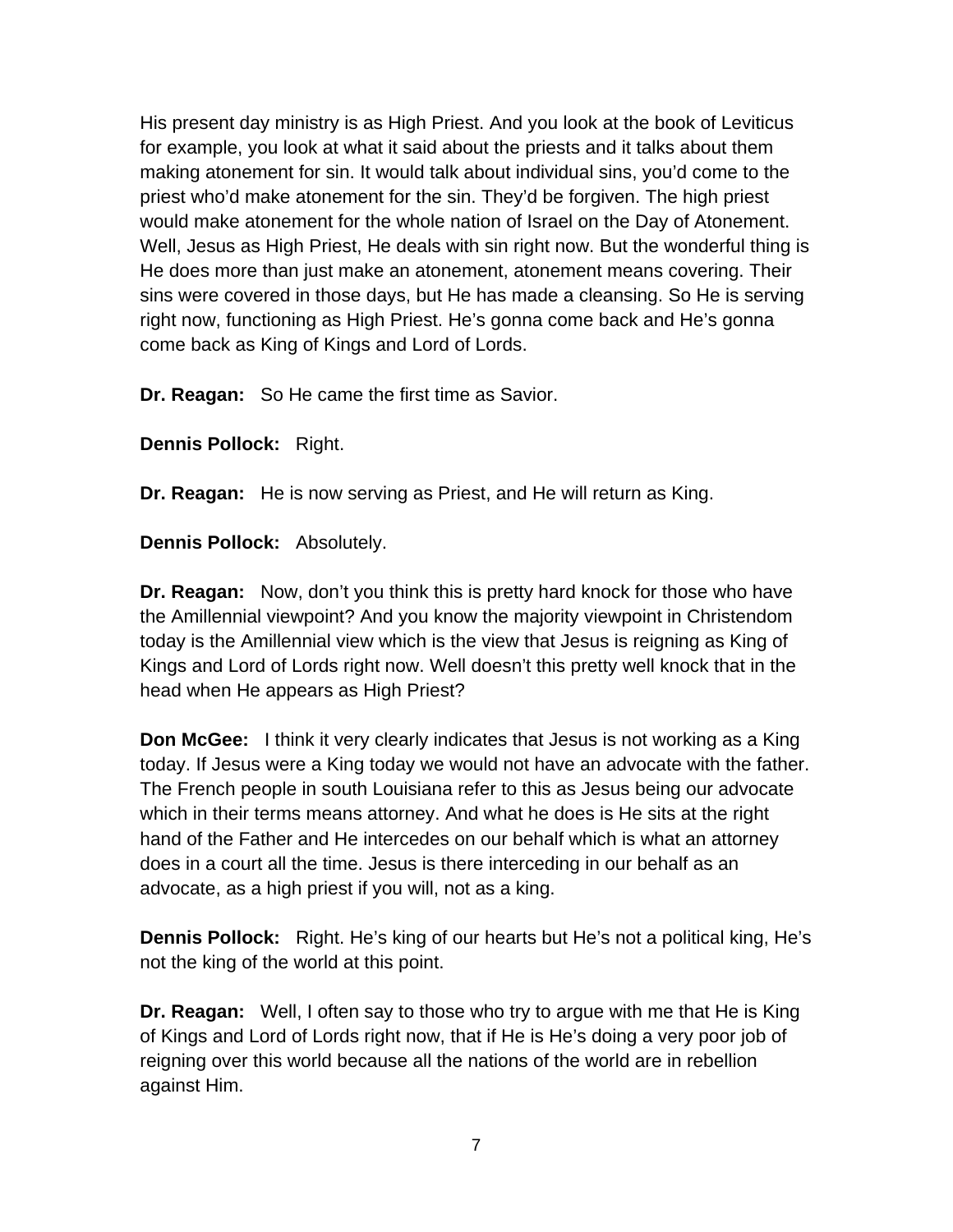His present day ministry is as High Priest. And you look at the book of Leviticus for example, you look at what it said about the priests and it talks about them making atonement for sin. It would talk about individual sins, you'd come to the priest who'd make atonement for the sin. They'd be forgiven. The high priest would make atonement for the whole nation of Israel on the Day of Atonement. Well, Jesus as High Priest, He deals with sin right now. But the wonderful thing is He does more than just make an atonement, atonement means covering. Their sins were covered in those days, but He has made a cleansing. So He is serving right now, functioning as High Priest. He's gonna come back and He's gonna come back as King of Kings and Lord of Lords.

**Dr. Reagan:** So He came the first time as Savior.

**Dennis Pollock:** Right.

**Dr. Reagan:** He is now serving as Priest, and He will return as King.

**Dennis Pollock:** Absolutely.

**Dr. Reagan:** Now, don't you think this is pretty hard knock for those who have the Amillennial viewpoint? And you know the majority viewpoint in Christendom today is the Amillennial view which is the view that Jesus is reigning as King of Kings and Lord of Lords right now. Well doesn't this pretty well knock that in the head when He appears as High Priest?

**Don McGee:** I think it very clearly indicates that Jesus is not working as a King today. If Jesus were a King today we would not have an advocate with the father. The French people in south Louisiana refer to this as Jesus being our advocate which in their terms means attorney. And what he does is He sits at the right hand of the Father and He intercedes on our behalf which is what an attorney does in a court all the time. Jesus is there interceding in our behalf as an advocate, as a high priest if you will, not as a king.

**Dennis Pollock:** Right. He's king of our hearts but He's not a political king, He's not the king of the world at this point.

**Dr. Reagan:** Well, I often say to those who try to argue with me that He is King of Kings and Lord of Lords right now, that if He is He's doing a very poor job of reigning over this world because all the nations of the world are in rebellion against Him.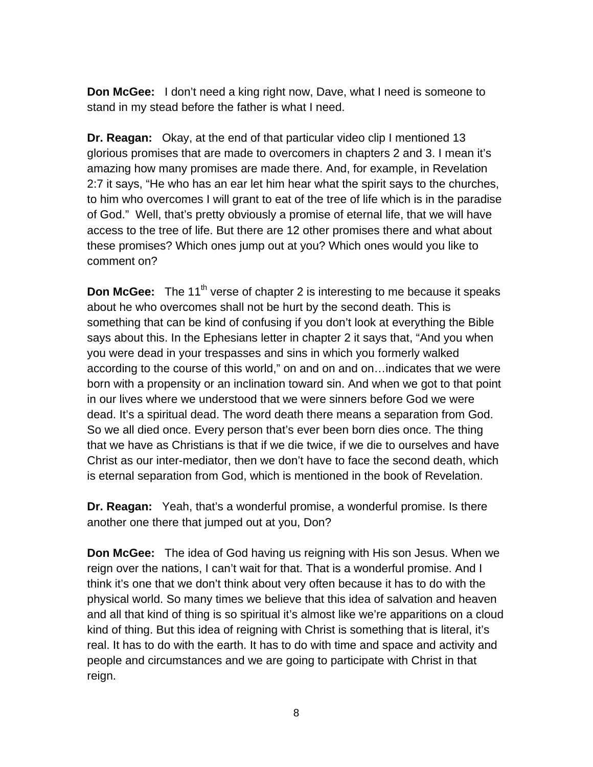**Don McGee:** I don't need a king right now, Dave, what I need is someone to stand in my stead before the father is what I need.

**Dr. Reagan:** Okay, at the end of that particular video clip I mentioned 13 glorious promises that are made to overcomers in chapters 2 and 3. I mean it's amazing how many promises are made there. And, for example, in Revelation 2:7 it says, "He who has an ear let him hear what the spirit says to the churches, to him who overcomes I will grant to eat of the tree of life which is in the paradise of God." Well, that's pretty obviously a promise of eternal life, that we will have access to the tree of life. But there are 12 other promises there and what about these promises? Which ones jump out at you? Which ones would you like to comment on?

**Don McGee:** The 11th verse of chapter 2 is interesting to me because it speaks about he who overcomes shall not be hurt by the second death. This is something that can be kind of confusing if you don't look at everything the Bible says about this. In the Ephesians letter in chapter 2 it says that, "And you when you were dead in your trespasses and sins in which you formerly walked according to the course of this world," on and on and on…indicates that we were born with a propensity or an inclination toward sin. And when we got to that point in our lives where we understood that we were sinners before God we were dead. It's a spiritual dead. The word death there means a separation from God. So we all died once. Every person that's ever been born dies once. The thing that we have as Christians is that if we die twice, if we die to ourselves and have Christ as our inter-mediator, then we don't have to face the second death, which is eternal separation from God, which is mentioned in the book of Revelation.

**Dr. Reagan:** Yeah, that's a wonderful promise, a wonderful promise. Is there another one there that jumped out at you, Don?

**Don McGee:** The idea of God having us reigning with His son Jesus. When we reign over the nations, I can't wait for that. That is a wonderful promise. And I think it's one that we don't think about very often because it has to do with the physical world. So many times we believe that this idea of salvation and heaven and all that kind of thing is so spiritual it's almost like we're apparitions on a cloud kind of thing. But this idea of reigning with Christ is something that is literal, it's real. It has to do with the earth. It has to do with time and space and activity and people and circumstances and we are going to participate with Christ in that reign.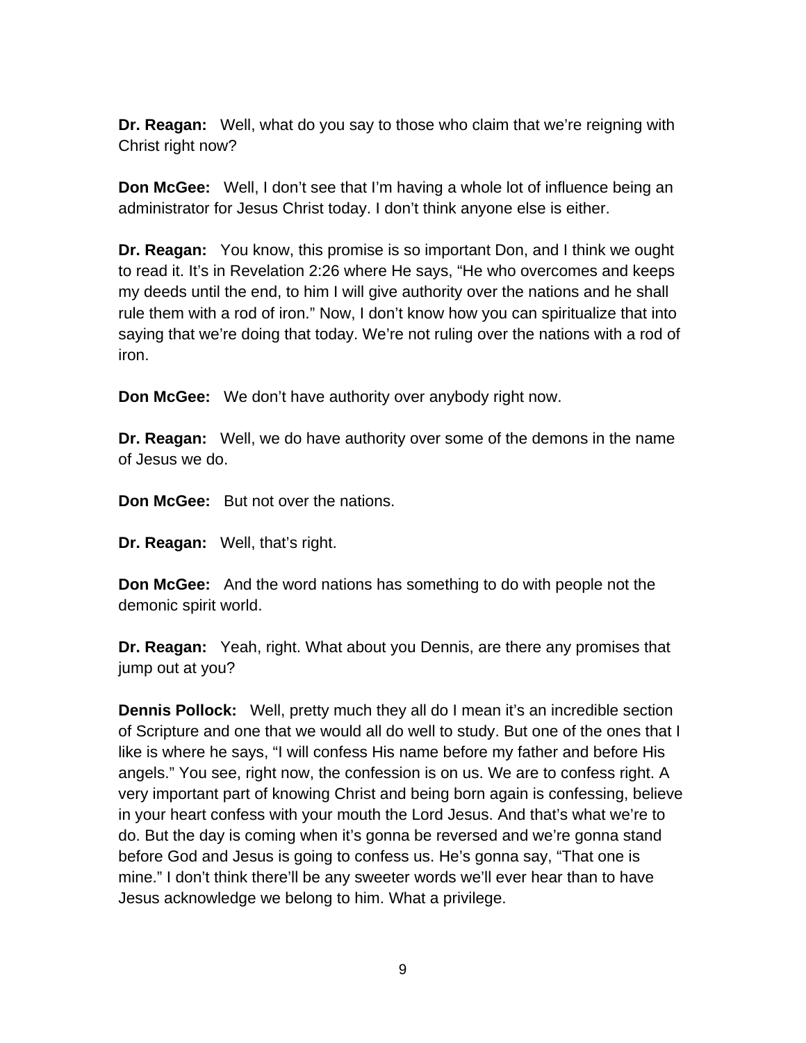**Dr. Reagan:** Well, what do you say to those who claim that we're reigning with Christ right now?

**Don McGee:** Well, I don't see that I'm having a whole lot of influence being an administrator for Jesus Christ today. I don't think anyone else is either.

**Dr. Reagan:** You know, this promise is so important Don, and I think we ought to read it. It's in Revelation 2:26 where He says, "He who overcomes and keeps my deeds until the end, to him I will give authority over the nations and he shall rule them with a rod of iron." Now, I don't know how you can spiritualize that into saying that we're doing that today. We're not ruling over the nations with a rod of iron.

**Don McGee:** We don't have authority over anybody right now.

**Dr. Reagan:** Well, we do have authority over some of the demons in the name of Jesus we do.

**Don McGee:** But not over the nations.

**Dr. Reagan:** Well, that's right.

**Don McGee:** And the word nations has something to do with people not the demonic spirit world.

**Dr. Reagan:** Yeah, right. What about you Dennis, are there any promises that jump out at you?

**Dennis Pollock:** Well, pretty much they all do I mean it's an incredible section of Scripture and one that we would all do well to study. But one of the ones that I like is where he says, "I will confess His name before my father and before His angels." You see, right now, the confession is on us. We are to confess right. A very important part of knowing Christ and being born again is confessing, believe in your heart confess with your mouth the Lord Jesus. And that's what we're to do. But the day is coming when it's gonna be reversed and we're gonna stand before God and Jesus is going to confess us. He's gonna say, "That one is mine." I don't think there'll be any sweeter words we'll ever hear than to have Jesus acknowledge we belong to him. What a privilege.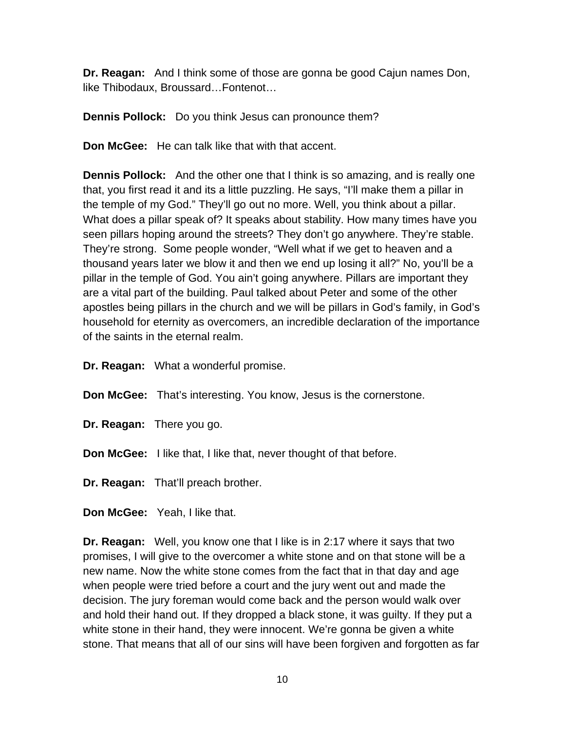**Dr. Reagan:** And I think some of those are gonna be good Cajun names Don, like Thibodaux, Broussard…Fontenot…

**Dennis Pollock:** Do you think Jesus can pronounce them?

**Don McGee:** He can talk like that with that accent.

**Dennis Pollock:** And the other one that I think is so amazing, and is really one that, you first read it and its a little puzzling. He says, "I'll make them a pillar in the temple of my God." They'll go out no more. Well, you think about a pillar. What does a pillar speak of? It speaks about stability. How many times have you seen pillars hoping around the streets? They don't go anywhere. They're stable. They're strong. Some people wonder, "Well what if we get to heaven and a thousand years later we blow it and then we end up losing it all?" No, you'll be a pillar in the temple of God. You ain't going anywhere. Pillars are important they are a vital part of the building. Paul talked about Peter and some of the other apostles being pillars in the church and we will be pillars in God's family, in God's household for eternity as overcomers, an incredible declaration of the importance of the saints in the eternal realm.

**Dr. Reagan:** What a wonderful promise.

**Don McGee:** That's interesting. You know, Jesus is the cornerstone.

**Dr. Reagan:** There you go.

**Don McGee:** I like that, I like that, never thought of that before.

**Dr. Reagan:** That'll preach brother.

**Don McGee:** Yeah, I like that.

**Dr. Reagan:** Well, you know one that I like is in 2:17 where it says that two promises, I will give to the overcomer a white stone and on that stone will be a new name. Now the white stone comes from the fact that in that day and age when people were tried before a court and the jury went out and made the decision. The jury foreman would come back and the person would walk over and hold their hand out. If they dropped a black stone, it was guilty. If they put a white stone in their hand, they were innocent. We're gonna be given a white stone. That means that all of our sins will have been forgiven and forgotten as far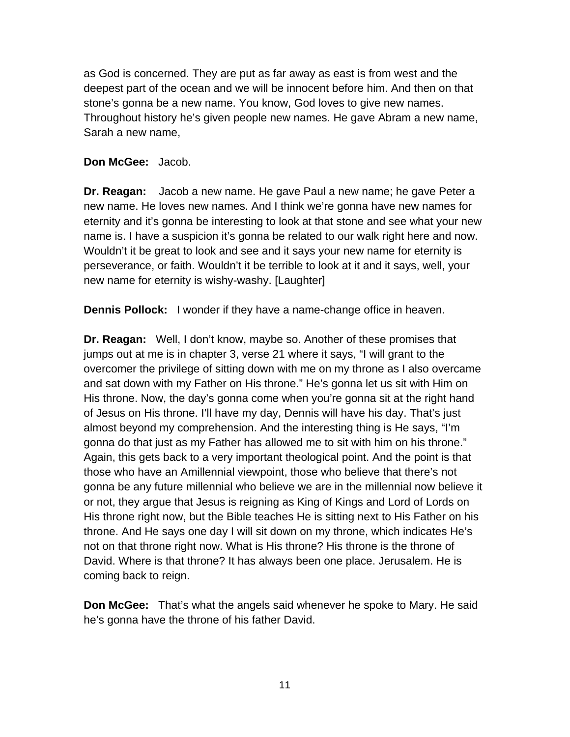as God is concerned. They are put as far away as east is from west and the deepest part of the ocean and we will be innocent before him. And then on that stone's gonna be a new name. You know, God loves to give new names. Throughout history he's given people new names. He gave Abram a new name, Sarah a new name,

**Don McGee:** Jacob.

**Dr. Reagan:** Jacob a new name. He gave Paul a new name; he gave Peter a new name. He loves new names. And I think we're gonna have new names for eternity and it's gonna be interesting to look at that stone and see what your new name is. I have a suspicion it's gonna be related to our walk right here and now. Wouldn't it be great to look and see and it says your new name for eternity is perseverance, or faith. Wouldn't it be terrible to look at it and it says, well, your new name for eternity is wishy-washy. [Laughter]

**Dennis Pollock:** I wonder if they have a name-change office in heaven.

**Dr. Reagan:** Well, I don't know, maybe so. Another of these promises that jumps out at me is in chapter 3, verse 21 where it says, "I will grant to the overcomer the privilege of sitting down with me on my throne as I also overcame and sat down with my Father on His throne." He's gonna let us sit with Him on His throne. Now, the day's gonna come when you're gonna sit at the right hand of Jesus on His throne. I'll have my day, Dennis will have his day. That's just almost beyond my comprehension. And the interesting thing is He says, "I'm gonna do that just as my Father has allowed me to sit with him on his throne." Again, this gets back to a very important theological point. And the point is that those who have an Amillennial viewpoint, those who believe that there's not gonna be any future millennial who believe we are in the millennial now believe it or not, they argue that Jesus is reigning as King of Kings and Lord of Lords on His throne right now, but the Bible teaches He is sitting next to His Father on his throne. And He says one day I will sit down on my throne, which indicates He's not on that throne right now. What is His throne? His throne is the throne of David. Where is that throne? It has always been one place. Jerusalem. He is coming back to reign.

**Don McGee:** That's what the angels said whenever he spoke to Mary. He said he's gonna have the throne of his father David.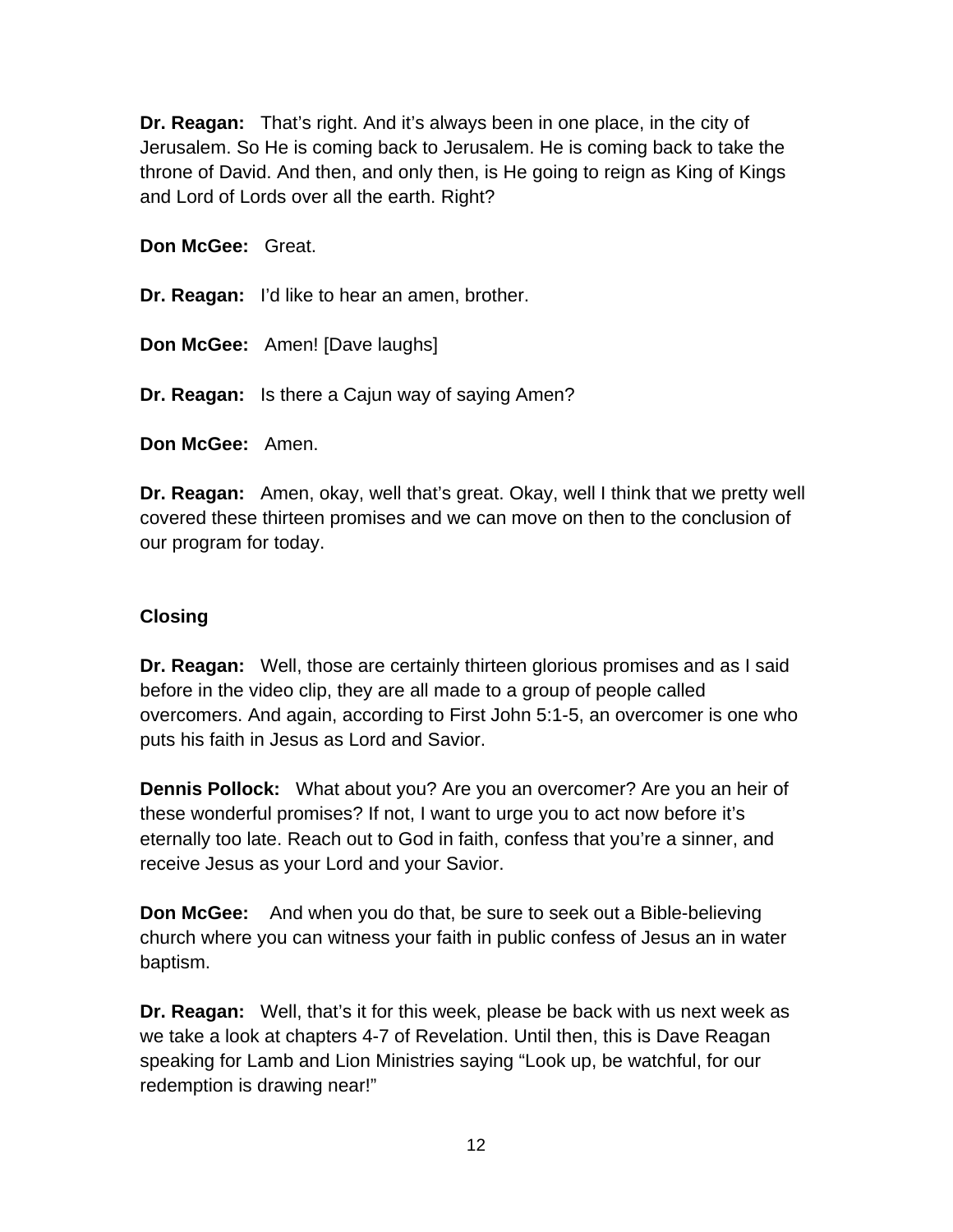**Dr. Reagan:** That's right. And it's always been in one place, in the city of Jerusalem. So He is coming back to Jerusalem. He is coming back to take the throne of David. And then, and only then, is He going to reign as King of Kings and Lord of Lords over all the earth. Right?

**Don McGee:** Great.

**Dr. Reagan:** I'd like to hear an amen, brother.

**Don McGee:** Amen! [Dave laughs]

**Dr. Reagan:** Is there a Cajun way of saying Amen?

**Don McGee:** Amen.

**Dr. Reagan:** Amen, okay, well that's great. Okay, well I think that we pretty well covered these thirteen promises and we can move on then to the conclusion of our program for today.

**Closing**

**Dr. Reagan:** Well, those are certainly thirteen glorious promises and as I said before in the video clip, they are all made to a group of people called overcomers. And again, according to First John 5:1-5, an overcomer is one who puts his faith in Jesus as Lord and Savior.

**Dennis Pollock:** What about you? Are you an overcomer? Are you an heir of these wonderful promises? If not, I want to urge you to act now before it's eternally too late. Reach out to God in faith, confess that you're a sinner, and receive Jesus as your Lord and your Savior.

**Don McGee:** And when you do that, be sure to seek out a Bible-believing church where you can witness your faith in public confess of Jesus an in water baptism.

**Dr. Reagan:** Well, that's it for this week, please be back with us next week as we take a look at chapters 4-7 of Revelation. Until then, this is Dave Reagan speaking for Lamb and Lion Ministries saying "Look up, be watchful, for our redemption is drawing near!"